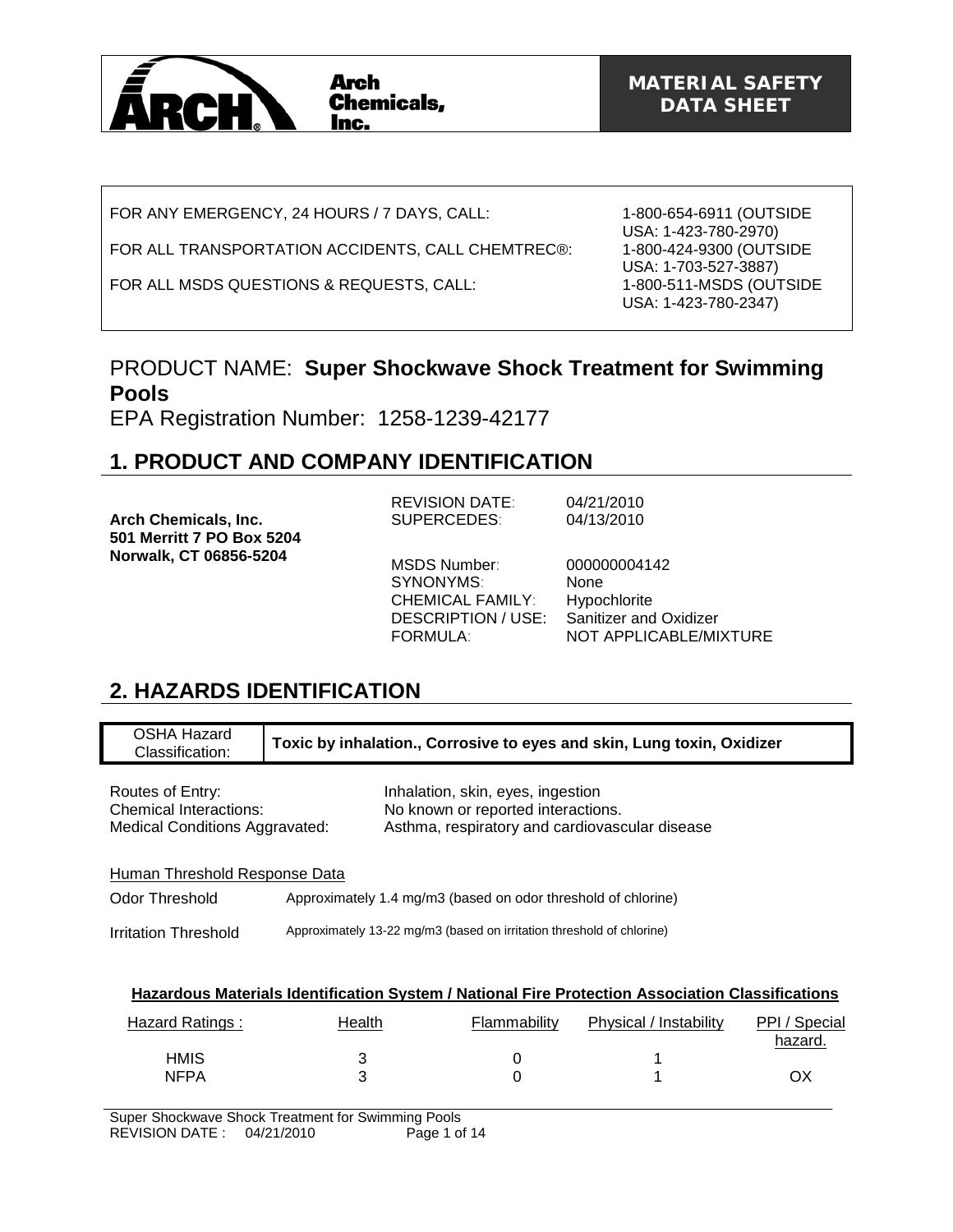**Arch Chemicals, Inc.**

**MATERIAL SAFETY DATA SHEET**

| | |
|---|---|
| FOR ANY EMERGENCY, 24 HOURS / 7 DAYS, CALL: | 1-800-654-6911 (OUTSIDE USA: 1-423-780-2970) |
| FOR ALL TRANSPORTATION ACCIDENTS, CALL CHEMTREC®: | 1-800-424-9300 (OUTSIDE USA: 1-703-527-3887) |
| FOR ALL MSDS QUESTIONS & REQUESTS, CALL: | 1-800-511-MSDS (OUTSIDE USA: 1-423-780-2347) |

PRODUCT NAME: **Super Shockwave Shock Treatment for Swimming Pools**

EPA Registration Number: 1258-1239-42177

## 1. PRODUCT AND COMPANY IDENTIFICATION

**Arch Chemicals, Inc.**
**501 Merritt 7 PO Box 5204**
**Norwalk, CT 06856-5204**

| | |
|---|---|
| REVISION DATE: | 04/21/2010 |
| SUPERCEDES: | 04/13/2010 |
| MSDS Number: | 000000004142 |
| SYNONYMS: | None |
| CHEMICAL FAMILY: | Hypochlorite |
| DESCRIPTION / USE: | Sanitizer and Oxidizer |
| FORMULA: | NOT APPLICABLE/MIXTURE |

## 2. HAZARDS IDENTIFICATION

| OSHA Hazard Classification: | **Toxic by inhalation., Corrosive to eyes and skin, Lung toxin, Oxidizer** |
|---|---|

| | |
|---|---|
| Routes of Entry: | Inhalation, skin, eyes, ingestion |
| Chemical Interactions: | No known or reported interactions. |
| Medical Conditions Aggravated: | Asthma, respiratory and cardiovascular disease |

Human Threshold Response Data

| | |
|---|---|
| Odor Threshold | Approximately 1.4 mg/m3 (based on odor threshold of chlorine) |
| Irritation Threshold | Approximately 13-22 mg/m3 (based on irritation threshold of chlorine) |

**Hazardous Materials Identification System / National Fire Protection Association Classifications**

| Hazard Ratings : | Health | Flammability | Physical / Instability | PPI / Special hazard. |
|---|---|---|---|---|
| HMIS | 3 | 0 | 1 | |
| NFPA | 3 | 0 | 1 | OX |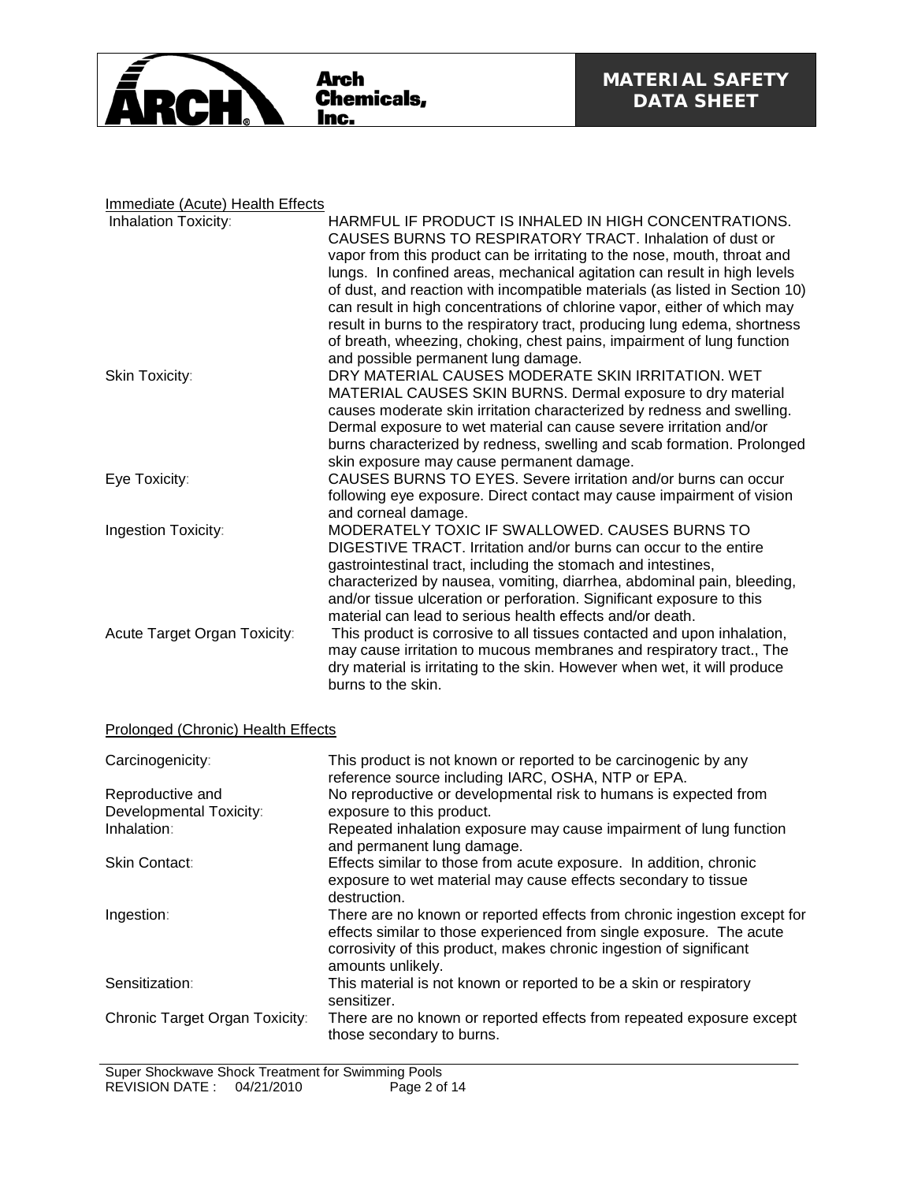### Immediate (Acute) Health Effects

| | |
|---|---|
| Inhalation Toxicity: | HARMFUL IF PRODUCT IS INHALED IN HIGH CONCENTRATIONS. CAUSES BURNS TO RESPIRATORY TRACT. Inhalation of dust or vapor from this product can be irritating to the nose, mouth, throat and lungs. In confined areas, mechanical agitation can result in high levels of dust, and reaction with incompatible materials (as listed in Section 10) can result in high concentrations of chlorine vapor, either of which may result in burns to the respiratory tract, producing lung edema, shortness of breath, wheezing, choking, chest pains, impairment of lung function and possible permanent lung damage. |
| Skin Toxicity: | DRY MATERIAL CAUSES MODERATE SKIN IRRITATION. WET MATERIAL CAUSES SKIN BURNS. Dermal exposure to dry material causes moderate skin irritation characterized by redness and swelling. Dermal exposure to wet material can cause severe irritation and/or burns characterized by redness, swelling and scab formation. Prolonged skin exposure may cause permanent damage. |
| Eye Toxicity: | CAUSES BURNS TO EYES. Severe irritation and/or burns can occur following eye exposure. Direct contact may cause impairment of vision and corneal damage. |
| Ingestion Toxicity: | MODERATELY TOXIC IF SWALLOWED. CAUSES BURNS TO DIGESTIVE TRACT. Irritation and/or burns can occur to the entire gastrointestinal tract, including the stomach and intestines, characterized by nausea, vomiting, diarrhea, abdominal pain, bleeding, and/or tissue ulceration or perforation. Significant exposure to this material can lead to serious health effects and/or death. |
| Acute Target Organ Toxicity: | This product is corrosive to all tissues contacted and upon inhalation, may cause irritation to mucous membranes and respiratory tract., The dry material is irritating to the skin. However when wet, it will produce burns to the skin. |

### Prolonged (Chronic) Health Effects

| | |
|---|---|
| Carcinogenicity: | This product is not known or reported to be carcinogenic by any reference source including IARC, OSHA, NTP or EPA. |
| Reproductive and Developmental Toxicity: | No reproductive or developmental risk to humans is expected from exposure to this product. |
| Inhalation: | Repeated inhalation exposure may cause impairment of lung function and permanent lung damage. |
| Skin Contact: | Effects similar to those from acute exposure. In addition, chronic exposure to wet material may cause effects secondary to tissue destruction. |
| Ingestion: | There are no known or reported effects from chronic ingestion except for effects similar to those experienced from single exposure. The acute corrosivity of this product, makes chronic ingestion of significant amounts unlikely. |
| Sensitization: | This material is not known or reported to be a skin or respiratory sensitizer. |
| Chronic Target Organ Toxicity: | There are no known or reported effects from repeated exposure except those secondary to burns. |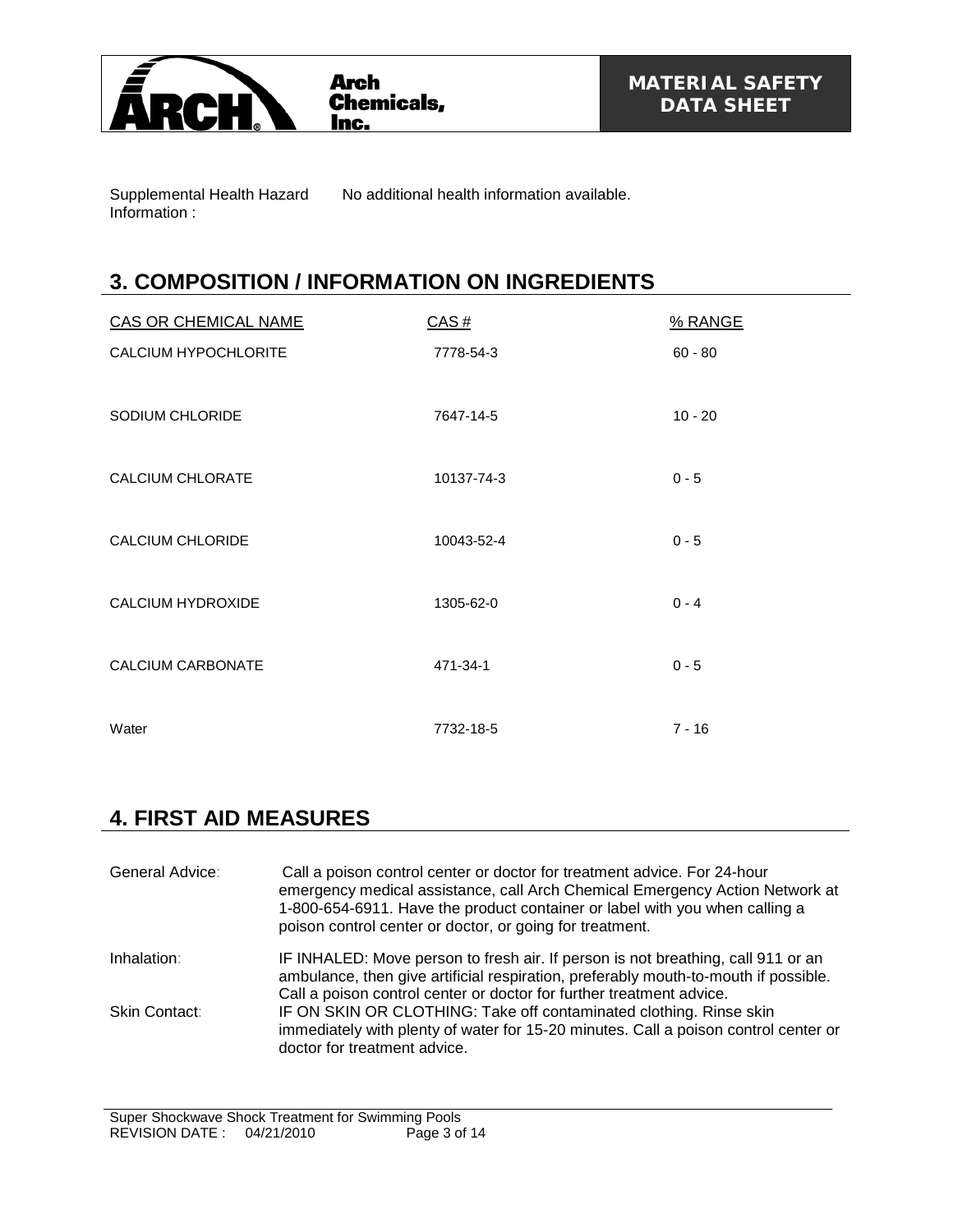Supplemental Health Hazard Information : No additional health information available.

## 3. COMPOSITION / INFORMATION ON INGREDIENTS

| CAS OR CHEMICAL NAME | CAS # | % RANGE |
|---|---|---|
| CALCIUM HYPOCHLORITE | 7778-54-3 | 60 - 80 |
| SODIUM CHLORIDE | 7647-14-5 | 10 - 20 |
| CALCIUM CHLORATE | 10137-74-3 | 0 - 5 |
| CALCIUM CHLORIDE | 10043-52-4 | 0 - 5 |
| CALCIUM HYDROXIDE | 1305-62-0 | 0 - 4 |
| CALCIUM CARBONATE | 471-34-1 | 0 - 5 |
| Water | 7732-18-5 | 7 - 16 |

## 4. FIRST AID MEASURES

General Advice: Call a poison control center or doctor for treatment advice. For 24-hour emergency medical assistance, call Arch Chemical Emergency Action Network at 1-800-654-6911. Have the product container or label with you when calling a poison control center or doctor, or going for treatment.

Inhalation: IF INHALED: Move person to fresh air. If person is not breathing, call 911 or an ambulance, then give artificial respiration, preferably mouth-to-mouth if possible. Call a poison control center or doctor for further treatment advice.

Skin Contact: IF ON SKIN OR CLOTHING: Take off contaminated clothing. Rinse skin immediately with plenty of water for 15-20 minutes. Call a poison control center or doctor for treatment advice.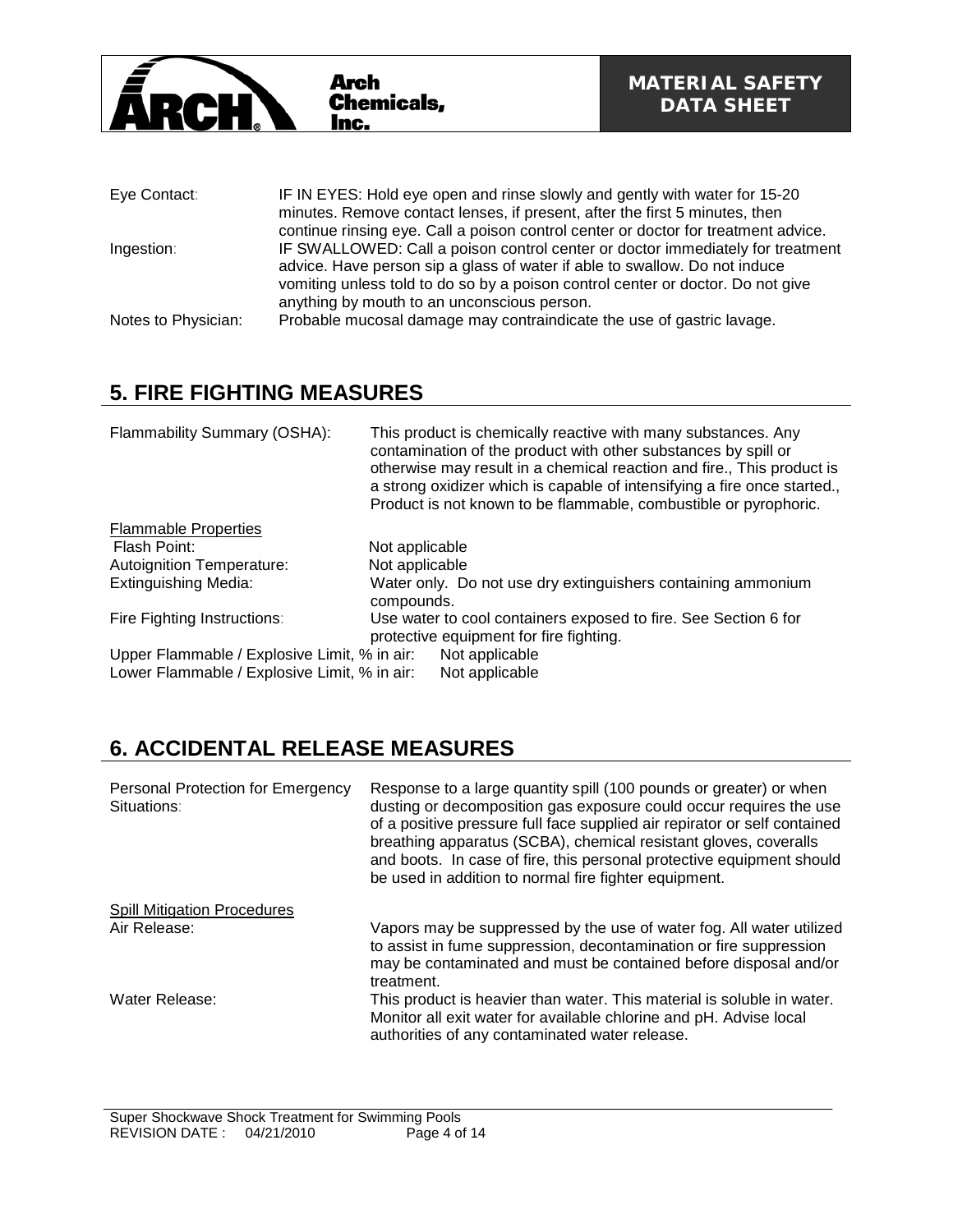| | |
|---|---|
| Eye Contact: | IF IN EYES: Hold eye open and rinse slowly and gently with water for 15-20 minutes. Remove contact lenses, if present, after the first 5 minutes, then continue rinsing eye. Call a poison control center or doctor for treatment advice. |
| Ingestion: | IF SWALLOWED: Call a poison control center or doctor immediately for treatment advice. Have person sip a glass of water if able to swallow. Do not induce vomiting unless told to do so by a poison control center or doctor. Do not give anything by mouth to an unconscious person. |
| Notes to Physician: | Probable mucosal damage may contraindicate the use of gastric lavage. |

## 5. FIRE FIGHTING MEASURES

| | |
|---|---|
| Flammability Summary (OSHA): | This product is chemically reactive with many substances. Any contamination of the product with other substances by spill or otherwise may result in a chemical reaction and fire., This product is a strong oxidizer which is capable of intensifying a fire once started., Product is not known to be flammable, combustible or pyrophoric. |

Flammable Properties

| | |
|---|---|
| Flash Point: | Not applicable |
| Autoignition Temperature: | Not applicable |
| Extinguishing Media: | Water only. Do not use dry extinguishers containing ammonium compounds. |
| Fire Fighting Instructions: | Use water to cool containers exposed to fire. See Section 6 for protective equipment for fire fighting. |
| Upper Flammable / Explosive Limit, % in air: | Not applicable |
| Lower Flammable / Explosive Limit, % in air: | Not applicable |

## 6. ACCIDENTAL RELEASE MEASURES

| | |
|---|---|
| Personal Protection for Emergency Situations: | Response to a large quantity spill (100 pounds or greater) or when dusting or decomposition gas exposure could occur requires the use of a positive pressure full face supplied air repirator or self contained breathing apparatus (SCBA), chemical resistant gloves, coveralls and boots. In case of fire, this personal protective equipment should be used in addition to normal fire fighter equipment. |

Spill Mitigation Procedures

| | |
|---|---|
| Air Release: | Vapors may be suppressed by the use of water fog. All water utilized to assist in fume suppression, decontamination or fire suppression may be contaminated and must be contained before disposal and/or treatment. |
| Water Release: | This product is heavier than water. This material is soluble in water. Monitor all exit water for available chlorine and pH. Advise local authorities of any contaminated water release. |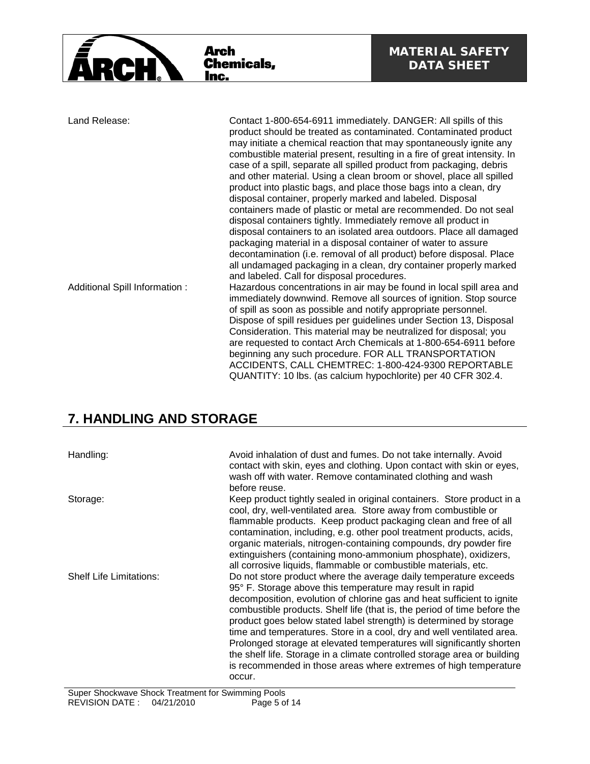| | |
|---|---|
| Land Release: | Contact 1-800-654-6911 immediately. DANGER: All spills of this product should be treated as contaminated. Contaminated product may initiate a chemical reaction that may spontaneously ignite any combustible material present, resulting in a fire of great intensity. In case of a spill, separate all spilled product from packaging, debris and other material. Using a clean broom or shovel, place all spilled product into plastic bags, and place those bags into a clean, dry disposal container, properly marked and labeled. Disposal containers made of plastic or metal are recommended. Do not seal disposal containers tightly. Immediately remove all product in disposal containers to an isolated area outdoors. Place all damaged packaging material in a disposal container of water to assure decontamination (i.e. removal of all product) before disposal. Place all undamaged packaging in a clean, dry container properly marked and labeled. Call for disposal procedures. |
| Additional Spill Information : | Hazardous concentrations in air may be found in local spill area and immediately downwind. Remove all sources of ignition. Stop source of spill as soon as possible and notify appropriate personnel. Dispose of spill residues per guidelines under Section 13, Disposal Consideration. This material may be neutralized for disposal; you are requested to contact Arch Chemicals at 1-800-654-6911 before beginning any such procedure. FOR ALL TRANSPORTATION ACCIDENTS, CALL CHEMTREC: 1-800-424-9300 REPORTABLE QUANTITY: 10 lbs. (as calcium hypochlorite) per 40 CFR 302.4. |

## 7. HANDLING AND STORAGE

| | |
|---|---|
| Handling: | Avoid inhalation of dust and fumes. Do not take internally. Avoid contact with skin, eyes and clothing. Upon contact with skin or eyes, wash off with water. Remove contaminated clothing and wash before reuse. |
| Storage: | Keep product tightly sealed in original containers. Store product in a cool, dry, well-ventilated area. Store away from combustible or flammable products. Keep product packaging clean and free of all contamination, including, e.g. other pool treatment products, acids, organic materials, nitrogen-containing compounds, dry powder fire extinguishers (containing mono-ammonium phosphate), oxidizers, all corrosive liquids, flammable or combustible materials, etc. |
| Shelf Life Limitations: | Do not store product where the average daily temperature exceeds 95° F. Storage above this temperature may result in rapid decomposition, evolution of chlorine gas and heat sufficient to ignite combustible products. Shelf life (that is, the period of time before the product goes below stated label strength) is determined by storage time and temperatures. Store in a cool, dry and well ventilated area. Prolonged storage at elevated temperatures will significantly shorten the shelf life. Storage in a climate controlled storage area or building is recommended in those areas where extremes of high temperature occur. |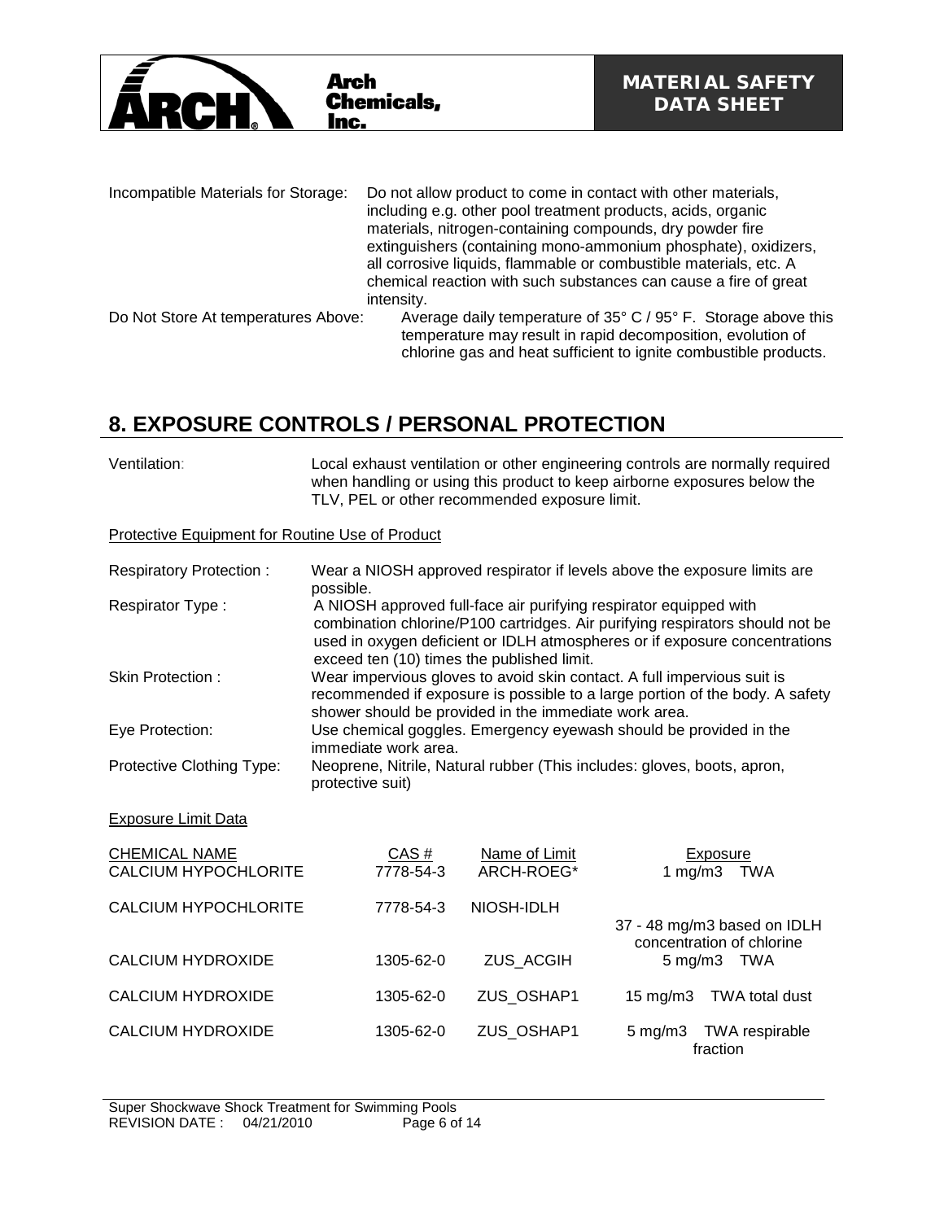| | |
|---|---|
| Incompatible Materials for Storage: | Do not allow product to come in contact with other materials, including e.g. other pool treatment products, acids, organic materials, nitrogen-containing compounds, dry powder fire extinguishers (containing mono-ammonium phosphate), oxidizers, all corrosive liquids, flammable or combustible materials, etc. A chemical reaction with such substances can cause a fire of great intensity. |
| Do Not Store At temperatures Above: | Average daily temperature of 35° C / 95° F. Storage above this temperature may result in rapid decomposition, evolution of chlorine gas and heat sufficient to ignite combustible products. |

## 8. EXPOSURE CONTROLS / PERSONAL PROTECTION

| | |
|---|---|
| Ventilation: | Local exhaust ventilation or other engineering controls are normally required when handling or using this product to keep airborne exposures below the TLV, PEL or other recommended exposure limit. |

Protective Equipment for Routine Use of Product

| | |
|---|---|
| Respiratory Protection : | Wear a NIOSH approved respirator if levels above the exposure limits are possible. |
| Respirator Type : | A NIOSH approved full-face air purifying respirator equipped with combination chlorine/P100 cartridges. Air purifying respirators should not be used in oxygen deficient or IDLH atmospheres or if exposure concentrations exceed ten (10) times the published limit. |
| Skin Protection : | Wear impervious gloves to avoid skin contact. A full impervious suit is recommended if exposure is possible to a large portion of the body. A safety shower should be provided in the immediate work area. |
| Eye Protection: | Use chemical goggles. Emergency eyewash should be provided in the immediate work area. |
| Protective Clothing Type: | Neoprene, Nitrile, Natural rubber (This includes: gloves, boots, apron, protective suit) |

Exposure Limit Data

| CHEMICAL NAME | CAS # | Name of Limit | Exposure |
|---|---|---|---|
| CALCIUM HYPOCHLORITE | 7778-54-3 | ARCH-ROEG* | 1 mg/m3 TWA |
| CALCIUM HYPOCHLORITE | 7778-54-3 | NIOSH-IDLH | 37 - 48 mg/m3 based on IDLH concentration of chlorine |
| CALCIUM HYDROXIDE | 1305-62-0 | ZUS_ACGIH | 5 mg/m3 TWA |
| CALCIUM HYDROXIDE | 1305-62-0 | ZUS_OSHAP1 | 15 mg/m3 TWA total dust |
| CALCIUM HYDROXIDE | 1305-62-0 | ZUS_OSHAP1 | 5 mg/m3 TWA respirable fraction |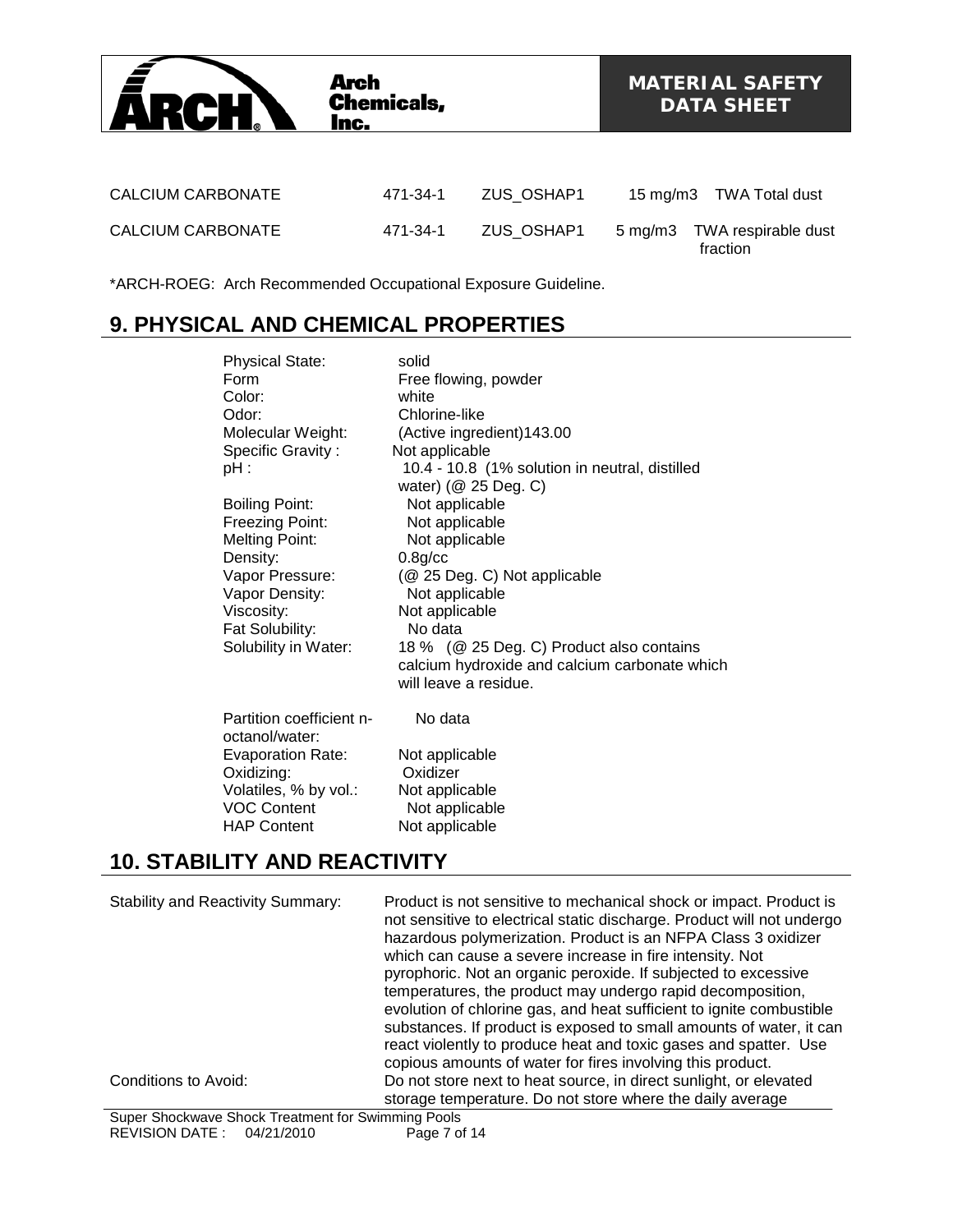| | | | | |
|---|---|---|---|---|
| CALCIUM CARBONATE | 471-34-1 | ZUS_OSHAP1 | 15 mg/m3 | TWA Total dust |
| CALCIUM CARBONATE | 471-34-1 | ZUS_OSHAP1 | 5 mg/m3 | TWA respirable dust fraction |

*ARCH-ROEG: Arch Recommended Occupational Exposure Guideline.

## 9. PHYSICAL AND CHEMICAL PROPERTIES

| | |
|---|---|
| Physical State: | solid |
| Form | Free flowing, powder |
| Color: | white |
| Odor: | Chlorine-like |
| Molecular Weight: | (Active ingredient)143.00 |
| Specific Gravity : | Not applicable |
| pH : | 10.4 - 10.8 (1% solution in neutral, distilled water) (@ 25 Deg. C) |
| Boiling Point: | Not applicable |
| Freezing Point: | Not applicable |
| Melting Point: | Not applicable |
| Density: | 0.8g/cc |
| Vapor Pressure: | (@ 25 Deg. C) Not applicable |
| Vapor Density: | Not applicable |
| Viscosity: | Not applicable |
| Fat Solubility: | No data |
| Solubility in Water: | 18 % (@ 25 Deg. C) Product also contains calcium hydroxide and calcium carbonate which will leave a residue. |
| Partition coefficient n-octanol/water: | No data |
| Evaporation Rate: | Not applicable |
| Oxidizing: | Oxidizer |
| Volatiles, % by vol.: | Not applicable |
| VOC Content | Not applicable |
| HAP Content | Not applicable |

## 10. STABILITY AND REACTIVITY

| | |
|---|---|
| Stability and Reactivity Summary: | Product is not sensitive to mechanical shock or impact. Product is not sensitive to electrical static discharge. Product will not undergo hazardous polymerization. Product is an NFPA Class 3 oxidizer which can cause a severe increase in fire intensity. Not pyrophoric. Not an organic peroxide. If subjected to excessive temperatures, the product may undergo rapid decomposition, evolution of chlorine gas, and heat sufficient to ignite combustible substances. If product is exposed to small amounts of water, it can react violently to produce heat and toxic gases and spatter. Use copious amounts of water for fires involving this product. |
| Conditions to Avoid: | Do not store next to heat source, in direct sunlight, or elevated storage temperature. Do not store where the daily average |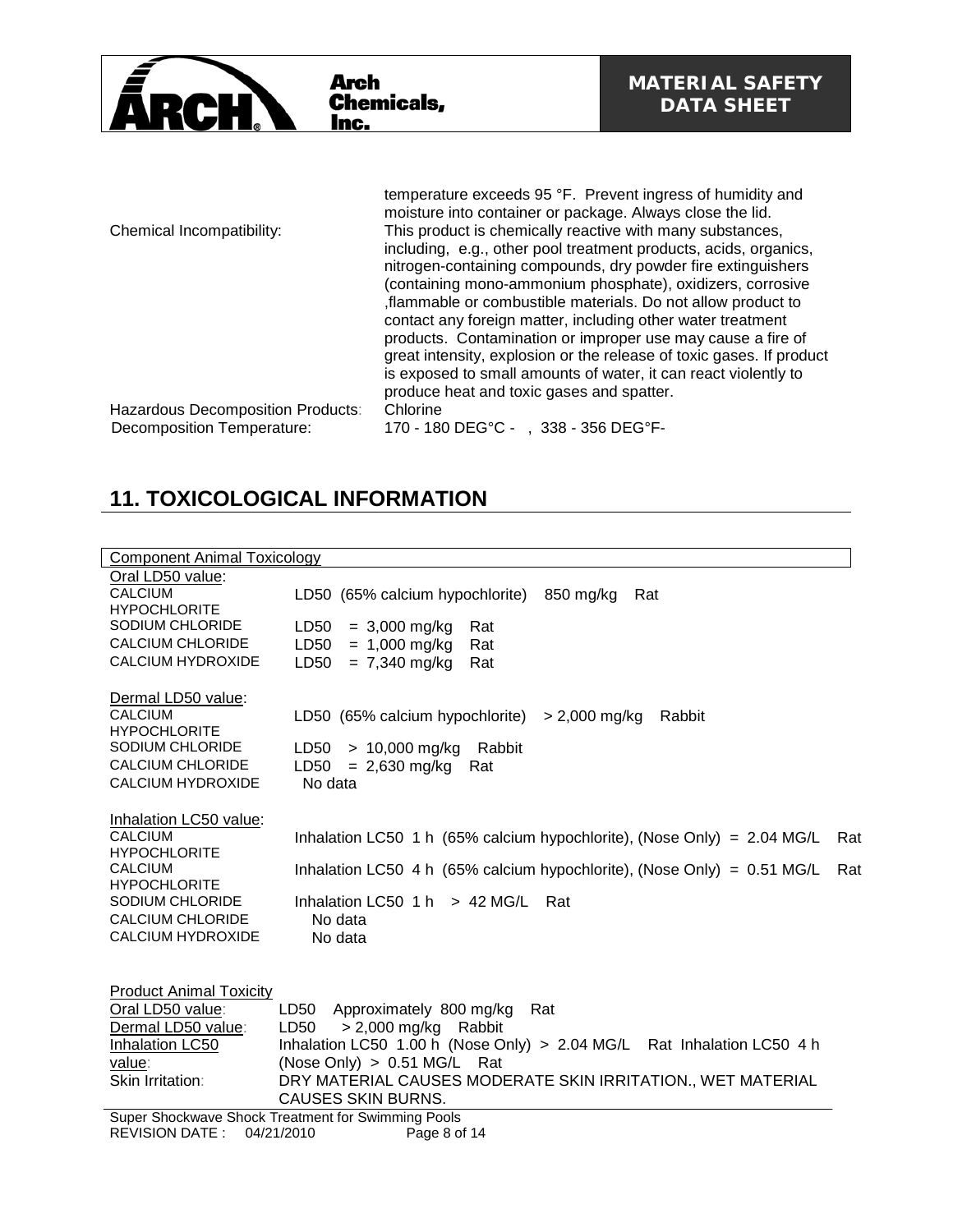| | |
|---|---|
| | temperature exceeds 95 °F. Prevent ingress of humidity and moisture into container or package. Always close the lid. |
| Chemical Incompatibility: | This product is chemically reactive with many substances, including, e.g., other pool treatment products, acids, organics, nitrogen-containing compounds, dry powder fire extinguishers (containing mono-ammonium phosphate), oxidizers, corrosive ,flammable or combustible materials. Do not allow product to contact any foreign matter, including other water treatment products. Contamination or improper use may cause a fire of great intensity, explosion or the release of toxic gases. If product is exposed to small amounts of water, it can react violently to produce heat and toxic gases and spatter. |
| Hazardous Decomposition Products: | Chlorine |
| Decomposition Temperature: | 170 - 180 DEG°C - , 338 - 356 DEG°F- |

## 11. TOXICOLOGICAL INFORMATION

**Component Animal Toxicology**

| | |
|---|---|
| Oral LD50 value: | |
| CALCIUM HYPOCHLORITE | LD50 (65% calcium hypochlorite) 850 mg/kg Rat |
| SODIUM CHLORIDE | LD50 = 3,000 mg/kg Rat |
| CALCIUM CHLORIDE | LD50 = 1,000 mg/kg Rat |
| CALCIUM HYDROXIDE | LD50 = 7,340 mg/kg Rat |
| Dermal LD50 value: | |
| CALCIUM HYPOCHLORITE | LD50 (65% calcium hypochlorite) > 2,000 mg/kg Rabbit |
| SODIUM CHLORIDE | LD50 > 10,000 mg/kg Rabbit |
| CALCIUM CHLORIDE | LD50 = 2,630 mg/kg Rat |
| CALCIUM HYDROXIDE | No data |
| Inhalation LC50 value: | |
| CALCIUM HYPOCHLORITE | Inhalation LC50 1 h (65% calcium hypochlorite), (Nose Only) = 2.04 MG/L Rat |
| CALCIUM HYPOCHLORITE | Inhalation LC50 4 h (65% calcium hypochlorite), (Nose Only) = 0.51 MG/L Rat |
| SODIUM CHLORIDE | Inhalation LC50 1 h > 42 MG/L Rat |
| CALCIUM CHLORIDE | No data |
| CALCIUM HYDROXIDE | No data |

**Product Animal Toxicity**

| | |
|---|---|
| Oral LD50 value: | LD50 Approximately 800 mg/kg Rat |
| Dermal LD50 value: | LD50 > 2,000 mg/kg Rabbit |
| Inhalation LC50 value: | Inhalation LC50 1.00 h (Nose Only) > 2.04 MG/L Rat Inhalation LC50 4 h (Nose Only) > 0.51 MG/L Rat |
| Skin Irritation: | DRY MATERIAL CAUSES MODERATE SKIN IRRITATION., WET MATERIAL CAUSES SKIN BURNS. |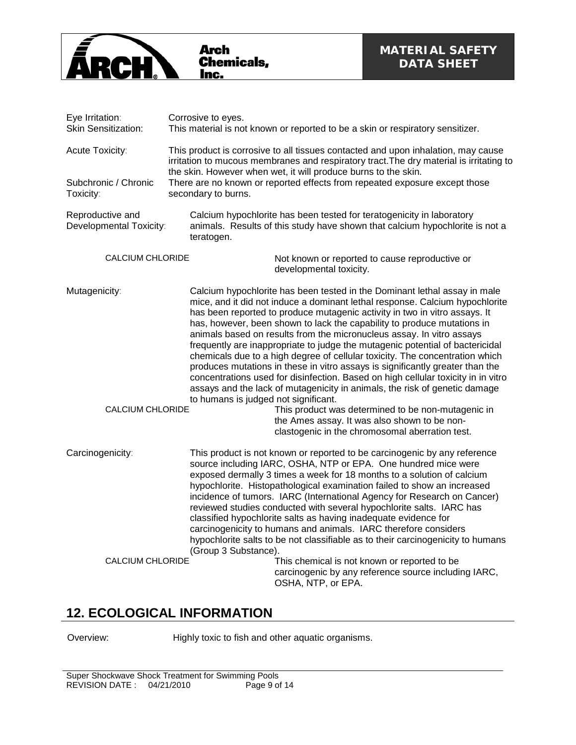Eye Irritation: Corrosive to eyes.

Skin Sensitization: This material is not known or reported to be a skin or respiratory sensitizer.

Acute Toxicity: This product is corrosive to all tissues contacted and upon inhalation, may cause irritation to mucous membranes and respiratory tract.The dry material is irritating to the skin. However when wet, it will produce burns to the skin.

Subchronic / Chronic Toxicity: There are no known or reported effects from repeated exposure except those secondary to burns.

Reproductive and Developmental Toxicity: Calcium hypochlorite has been tested for teratogenicity in laboratory animals. Results of this study have shown that calcium hypochlorite is not a teratogen.

CALCIUM CHLORIDE: Not known or reported to cause reproductive or developmental toxicity.

Mutagenicity: Calcium hypochlorite has been tested in the Dominant lethal assay in male mice, and it did not induce a dominant lethal response. Calcium hypochlorite has been reported to produce mutagenic activity in two in vitro assays. It has, however, been shown to lack the capability to produce mutations in animals based on results from the micronucleus assay. In vitro assays frequently are inappropriate to judge the mutagenic potential of bactericidal chemicals due to a high degree of cellular toxicity. The concentration which produces mutations in these in vitro assays is significantly greater than the concentrations used for disinfection. Based on high cellular toxicity in in vitro assays and the lack of mutagenicity in animals, the risk of genetic damage to humans is judged not significant.

CALCIUM CHLORIDE: This product was determined to be non-mutagenic in the Ames assay. It was also shown to be non-clastogenic in the chromosomal aberration test.

Carcinogenicity: This product is not known or reported to be carcinogenic by any reference source including IARC, OSHA, NTP or EPA. One hundred mice were exposed dermally 3 times a week for 18 months to a solution of calcium hypochlorite. Histopathological examination failed to show an increased incidence of tumors. IARC (International Agency for Research on Cancer) reviewed studies conducted with several hypochlorite salts. IARC has classified hypochlorite salts as having inadequate evidence for carcinogenicity to humans and animals. IARC therefore considers hypochlorite salts to be not classifiable as to their carcinogenicity to humans (Group 3 Substance).

CALCIUM CHLORIDE: This chemical is not known or reported to be carcinogenic by any reference source including IARC, OSHA, NTP, or EPA.

## 12. ECOLOGICAL INFORMATION

Overview: Highly toxic to fish and other aquatic organisms.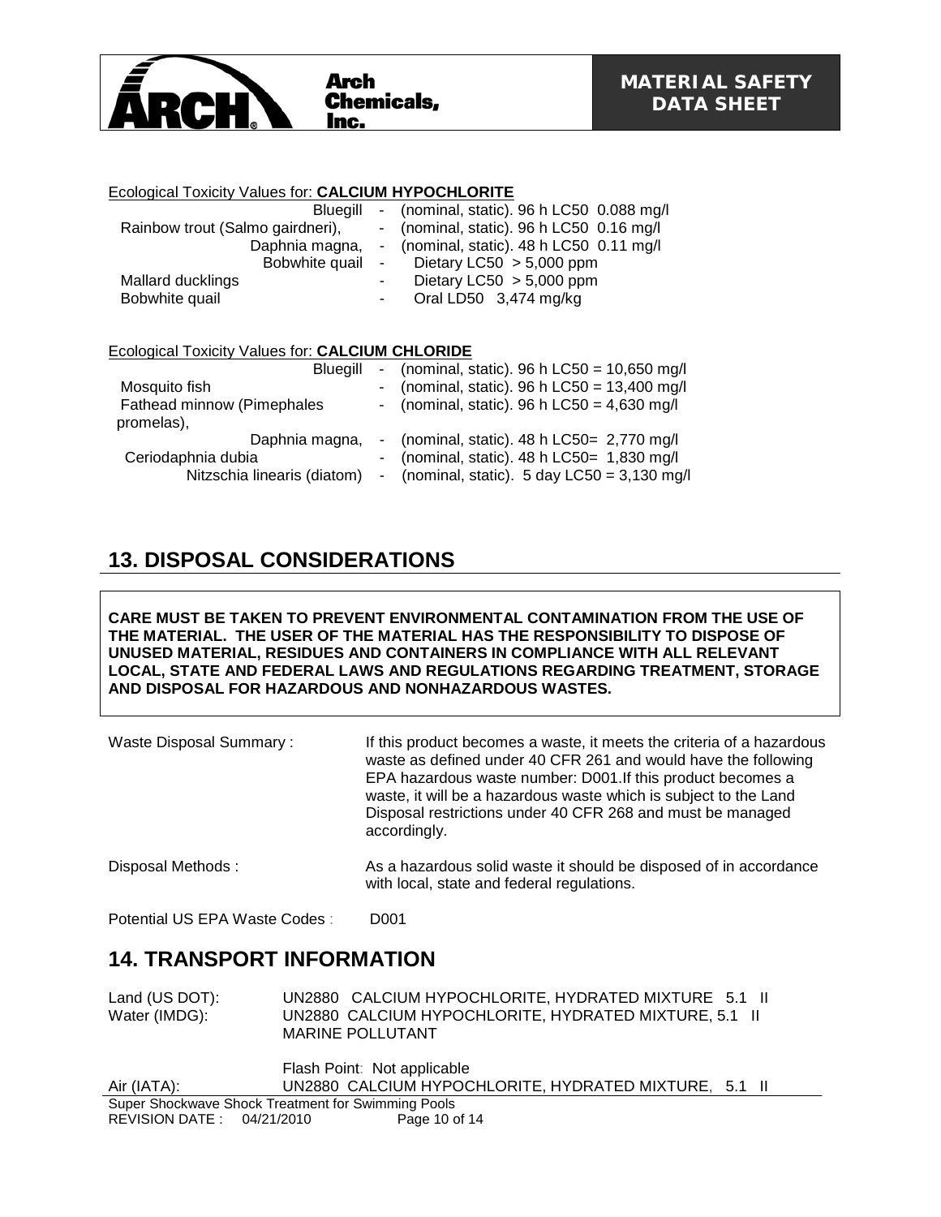Ecological Toxicity Values for: **CALCIUM HYPOCHLORITE**

| Species | | Value |
|---|---|---|
| Bluegill | - | (nominal, static). 96 h LC50 0.088 mg/l |
| Rainbow trout (Salmo gairdneri), | - | (nominal, static). 96 h LC50 0.16 mg/l |
| Daphnia magna, | - | (nominal, static). 48 h LC50 0.11 mg/l |
| Bobwhite quail | - | Dietary LC50 > 5,000 ppm |
| Mallard ducklings | - | Dietary LC50 > 5,000 ppm |
| Bobwhite quail | - | Oral LD50 3,474 mg/kg |

Ecological Toxicity Values for: **CALCIUM CHLORIDE**

| Species | | Value |
|---|---|---|
| Bluegill | - | (nominal, static). 96 h LC50 = 10,650 mg/l |
| Mosquito fish | - | (nominal, static). 96 h LC50 = 13,400 mg/l |
| Fathead minnow (Pimephales promelas), | - | (nominal, static). 96 h LC50 = 4,630 mg/l |
| Daphnia magna, | - | (nominal, static). 48 h LC50= 2,770 mg/l |
| Ceriodaphnia dubia | - | (nominal, static). 48 h LC50= 1,830 mg/l |
| Nitzschia linearis (diatom) | - | (nominal, static). 5 day LC50 = 3,130 mg/l |

## 13. DISPOSAL CONSIDERATIONS

**CARE MUST BE TAKEN TO PREVENT ENVIRONMENTAL CONTAMINATION FROM THE USE OF THE MATERIAL. THE USER OF THE MATERIAL HAS THE RESPONSIBILITY TO DISPOSE OF UNUSED MATERIAL, RESIDUES AND CONTAINERS IN COMPLIANCE WITH ALL RELEVANT LOCAL, STATE AND FEDERAL LAWS AND REGULATIONS REGARDING TREATMENT, STORAGE AND DISPOSAL FOR HAZARDOUS AND NONHAZARDOUS WASTES.**

Waste Disposal Summary : If this product becomes a waste, it meets the criteria of a hazardous waste as defined under 40 CFR 261 and would have the following EPA hazardous waste number: D001.If this product becomes a waste, it will be a hazardous waste which is subject to the Land Disposal restrictions under 40 CFR 268 and must be managed accordingly.

Disposal Methods : As a hazardous solid waste it should be disposed of in accordance with local, state and federal regulations.

Potential US EPA Waste Codes : D001

## 14. TRANSPORT INFORMATION

Land (US DOT): UN2880 CALCIUM HYPOCHLORITE, HYDRATED MIXTURE 5.1 II

Water (IMDG): UN2880 CALCIUM HYPOCHLORITE, HYDRATED MIXTURE, 5.1 II MARINE POLLUTANT

Flash Point: Not applicable

Air (IATA): UN2880 CALCIUM HYPOCHLORITE, HYDRATED MIXTURE, 5.1 II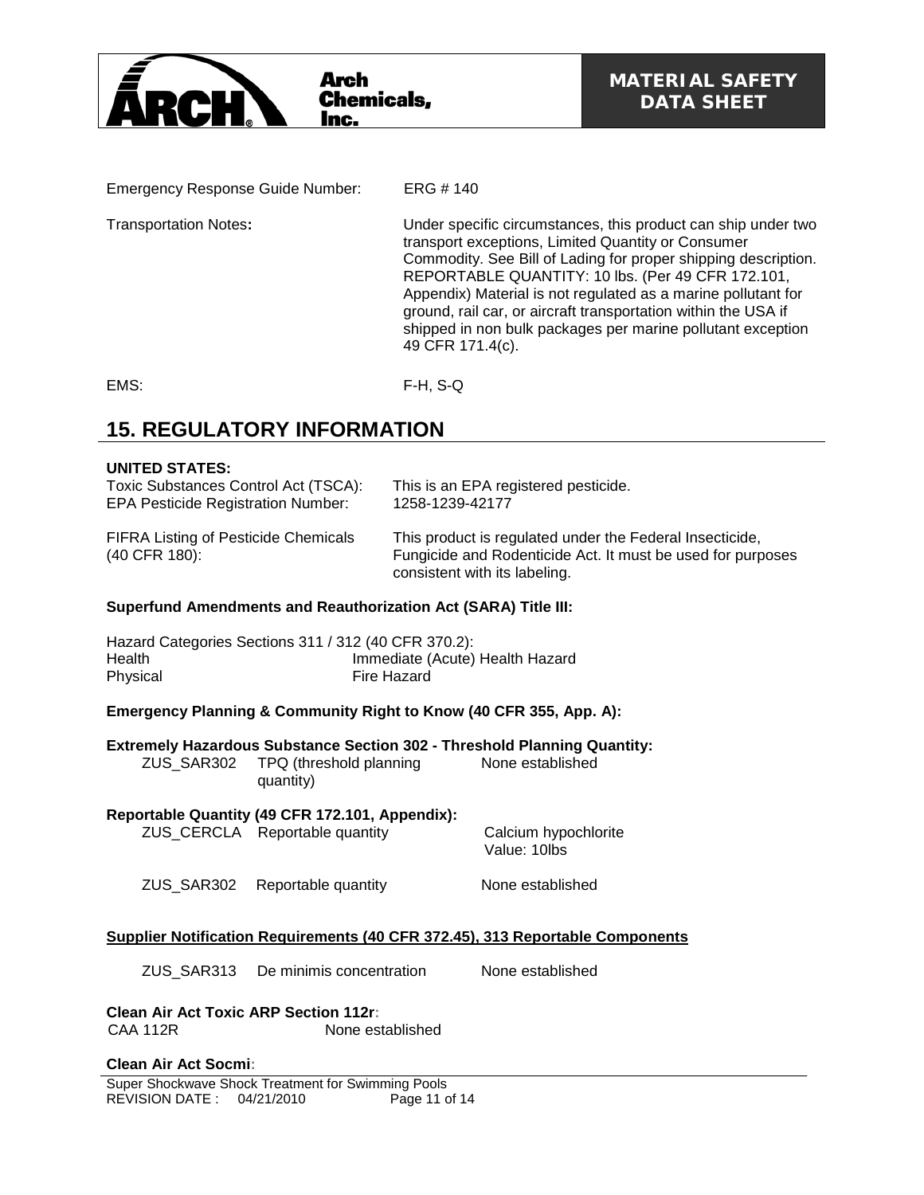Emergency Response Guide Number: ERG # 140

Transportation Notes: Under specific circumstances, this product can ship under two transport exceptions, Limited Quantity or Consumer Commodity. See Bill of Lading for proper shipping description. REPORTABLE QUANTITY: 10 lbs. (Per 49 CFR 172.101, Appendix) Material is not regulated as a marine pollutant for ground, rail car, or aircraft transportation within the USA if shipped in non bulk packages per marine pollutant exception 49 CFR 171.4(c).

EMS: F-H, S-Q

## 15. REGULATORY INFORMATION

**UNITED STATES:**

| | |
|---|---|
| Toxic Substances Control Act (TSCA): | This is an EPA registered pesticide. |
| EPA Pesticide Registration Number: | 1258-1239-42177 |
| FIFRA Listing of Pesticide Chemicals (40 CFR 180): | This product is regulated under the Federal Insecticide, Fungicide and Rodenticide Act. It must be used for purposes consistent with its labeling. |

**Superfund Amendments and Reauthorization Act (SARA) Title III:**

Hazard Categories Sections 311 / 312 (40 CFR 370.2):

| | |
|---|---|
| Health | Immediate (Acute) Health Hazard |
| Physical | Fire Hazard |

**Emergency Planning & Community Right to Know (40 CFR 355, App. A):**

**Extremely Hazardous Substance Section 302 - Threshold Planning Quantity:**

| | | |
|---|---|---|
| ZUS_SAR302 | TPQ (threshold planning quantity) | None established |

**Reportable Quantity (49 CFR 172.101, Appendix):**

| | | |
|---|---|---|
| ZUS_CERCLA | Reportable quantity | Calcium hypochlorite Value: 10lbs |
| ZUS_SAR302 | Reportable quantity | None established |

**Supplier Notification Requirements (40 CFR 372.45), 313 Reportable Components**

| | | |
|---|---|---|
| ZUS_SAR313 | De minimis concentration | None established |

**Clean Air Act Toxic ARP Section 112r:**

CAA 112R None established

**Clean Air Act Socmi:**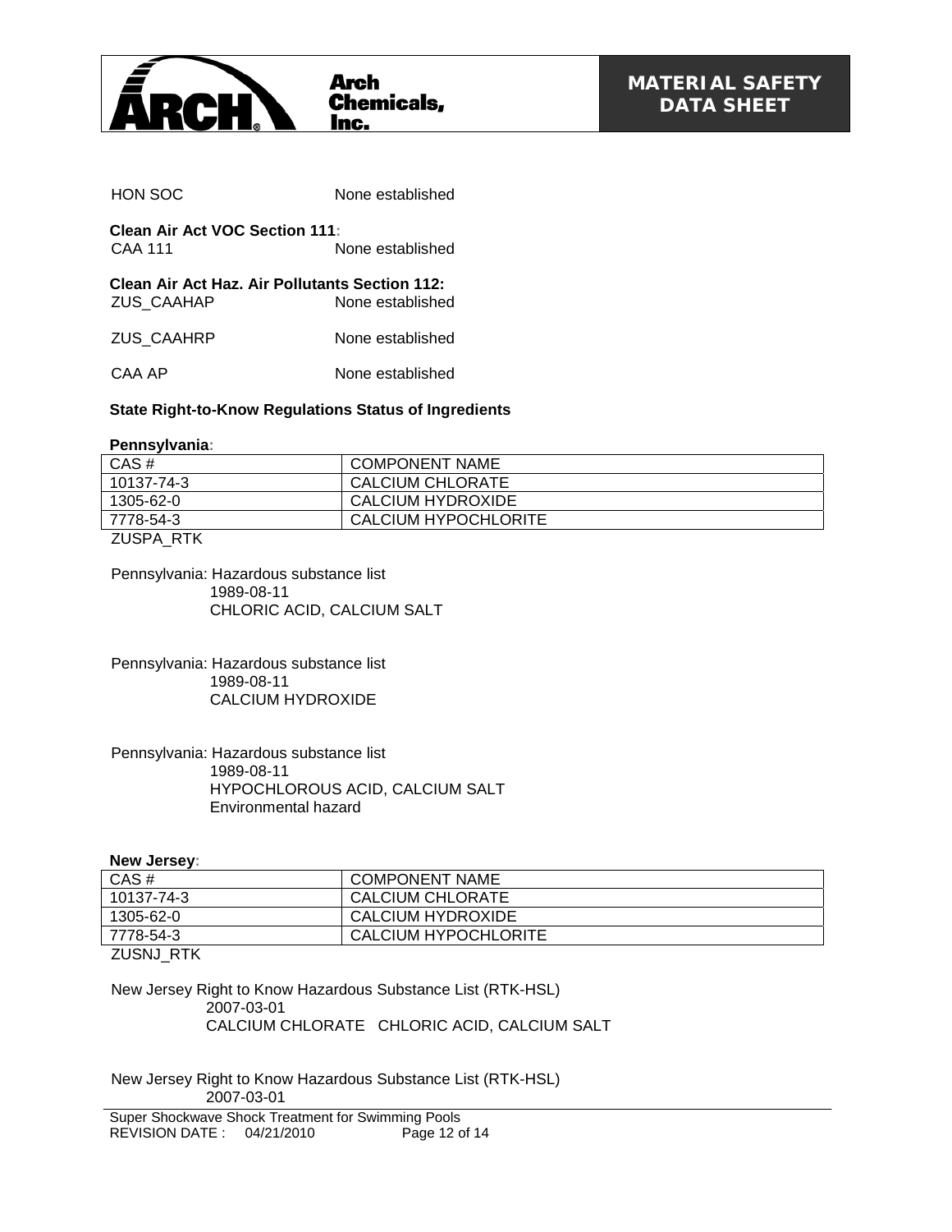HON SOC None established

**Clean Air Act VOC Section 111:**

CAA 111 None established

**Clean Air Act Haz. Air Pollutants Section 112:**

ZUS_CAAHAP None established

ZUS_CAAHRP None established

CAA AP None established

**State Right-to-Know Regulations Status of Ingredients**

**Pennsylvania:**

| CAS # | COMPONENT NAME |
|---|---|
| 10137-74-3 | CALCIUM CHLORATE |
| 1305-62-0 | CALCIUM HYDROXIDE |
| 7778-54-3 | CALCIUM HYPOCHLORITE |

ZUSPA_RTK

Pennsylvania: Hazardous substance list
1989-08-11
CHLORIC ACID, CALCIUM SALT

Pennsylvania: Hazardous substance list
1989-08-11
CALCIUM HYDROXIDE

Pennsylvania: Hazardous substance list
1989-08-11
HYPOCHLOROUS ACID, CALCIUM SALT
Environmental hazard

**New Jersey:**

| CAS # | COMPONENT NAME |
|---|---|
| 10137-74-3 | CALCIUM CHLORATE |
| 1305-62-0 | CALCIUM HYDROXIDE |
| 7778-54-3 | CALCIUM HYPOCHLORITE |

ZUSNJ_RTK

New Jersey Right to Know Hazardous Substance List (RTK-HSL)
2007-03-01
CALCIUM CHLORATE CHLORIC ACID, CALCIUM SALT

New Jersey Right to Know Hazardous Substance List (RTK-HSL)
2007-03-01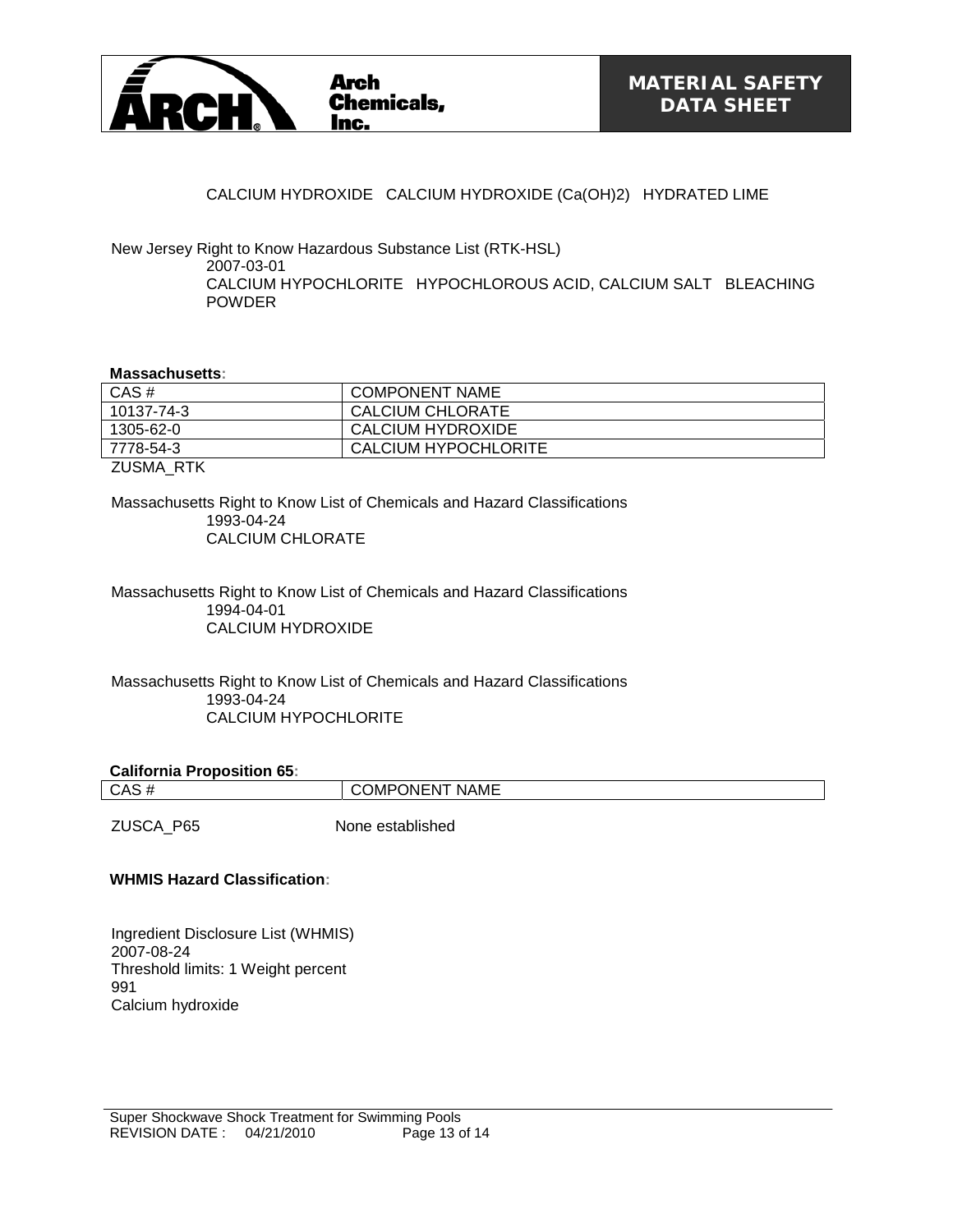CALCIUM HYDROXIDE   CALCIUM HYDROXIDE (Ca(OH)2)   HYDRATED LIME

New Jersey Right to Know Hazardous Substance List (RTK-HSL)
2007-03-01
CALCIUM HYPOCHLORITE   HYPOCHLOROUS ACID, CALCIUM SALT   BLEACHING POWDER

**Massachusetts:**

| CAS # | COMPONENT NAME |
|---|---|
| 10137-74-3 | CALCIUM CHLORATE |
| 1305-62-0 | CALCIUM HYDROXIDE |
| 7778-54-3 | CALCIUM HYPOCHLORITE |

ZUSMA_RTK

Massachusetts Right to Know List of Chemicals and Hazard Classifications
1993-04-24
CALCIUM CHLORATE

Massachusetts Right to Know List of Chemicals and Hazard Classifications
1994-04-01
CALCIUM HYDROXIDE

Massachusetts Right to Know List of Chemicals and Hazard Classifications
1993-04-24
CALCIUM HYPOCHLORITE

**California Proposition 65:**

| CAS # | COMPONENT NAME |
|---|---|

ZUSCA_P65   None established

**WHMIS Hazard Classification:**

Ingredient Disclosure List (WHMIS)
2007-08-24
Threshold limits: 1 Weight percent
991
Calcium hydroxide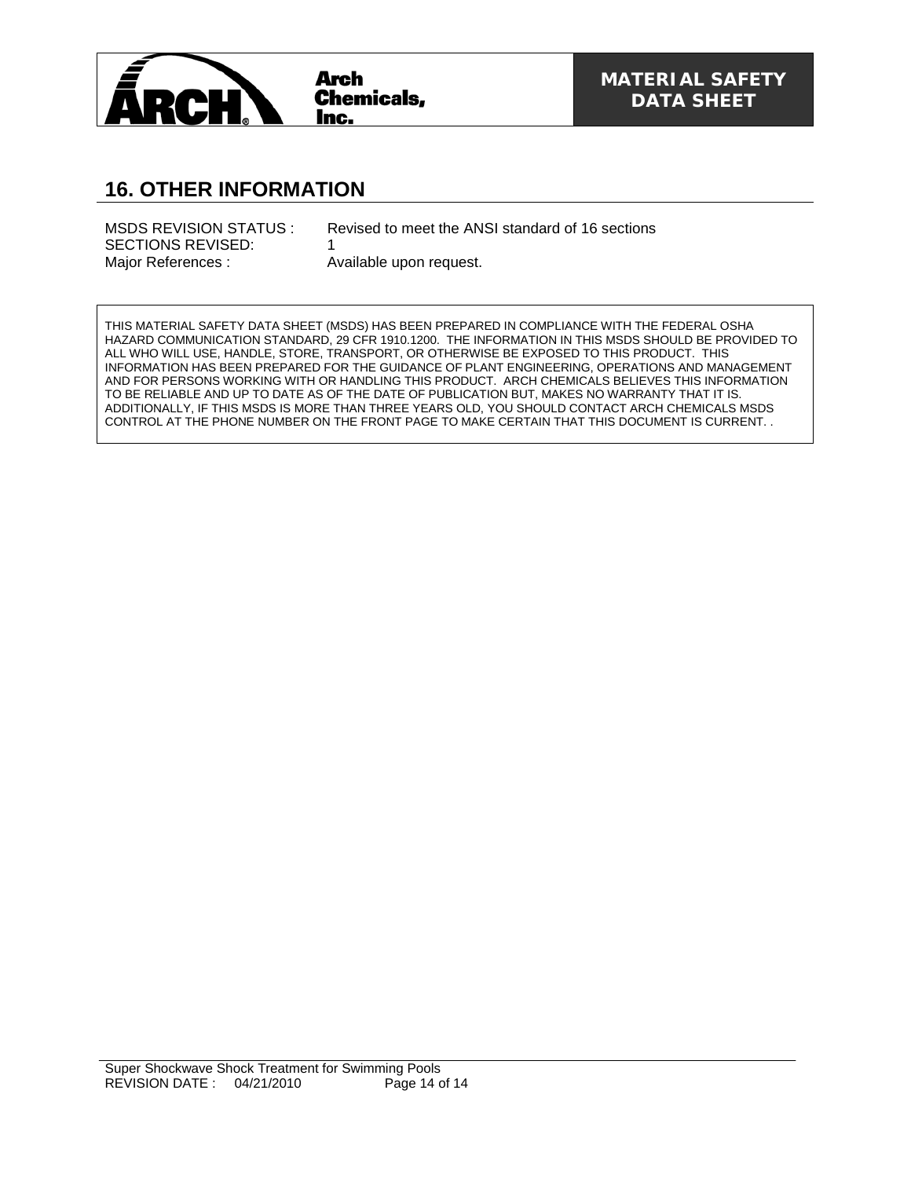## 16. OTHER INFORMATION

MSDS REVISION STATUS : Revised to meet the ANSI standard of 16 sections
SECTIONS REVISED: 1
Major References : Available upon request.

THIS MATERIAL SAFETY DATA SHEET (MSDS) HAS BEEN PREPARED IN COMPLIANCE WITH THE FEDERAL OSHA HAZARD COMMUNICATION STANDARD, 29 CFR 1910.1200. THE INFORMATION IN THIS MSDS SHOULD BE PROVIDED TO ALL WHO WILL USE, HANDLE, STORE, TRANSPORT, OR OTHERWISE BE EXPOSED TO THIS PRODUCT. THIS INFORMATION HAS BEEN PREPARED FOR THE GUIDANCE OF PLANT ENGINEERING, OPERATIONS AND MANAGEMENT AND FOR PERSONS WORKING WITH OR HANDLING THIS PRODUCT. ARCH CHEMICALS BELIEVES THIS INFORMATION TO BE RELIABLE AND UP TO DATE AS OF THE DATE OF PUBLICATION BUT, MAKES NO WARRANTY THAT IT IS. ADDITIONALLY, IF THIS MSDS IS MORE THAN THREE YEARS OLD, YOU SHOULD CONTACT ARCH CHEMICALS MSDS CONTROL AT THE PHONE NUMBER ON THE FRONT PAGE TO MAKE CERTAIN THAT THIS DOCUMENT IS CURRENT. .